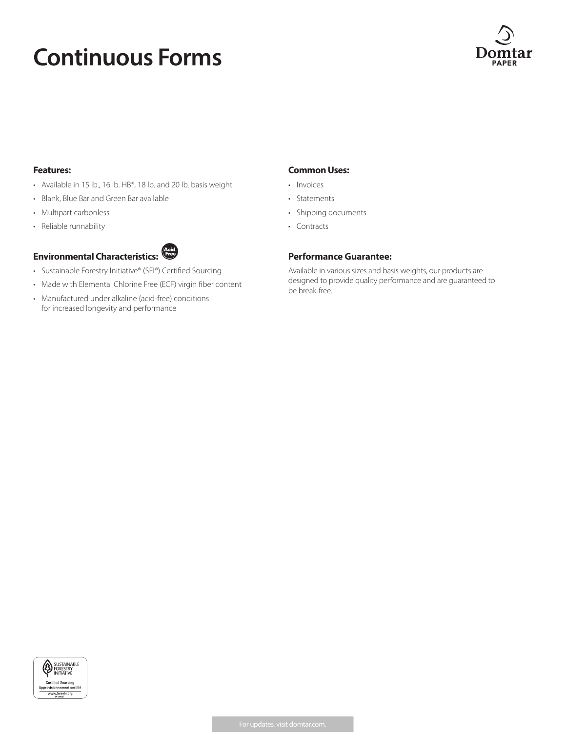# Continuous Forms

Domtar PAPER

## Features:

- Available in 15 lb., 16 lb. HB*, 18 lb. and 20 lb. basis weight
- Blank, Blue Bar and Green Bar available
- Multipart carbonless
- Reliable runnability

## Environmental Characteristics:

Acid-Free

- Sustainable Forestry Initiative® (SFI®) Certified Sourcing
- Made with Elemental Chlorine Free (ECF) virgin fiber content
- Manufactured under alkaline (acid-free) conditions for increased longevity and performance

## Common Uses:

- Invoices
- Statements
- Shipping documents
- Contracts

## Performance Guarantee:

Available in various sizes and basis weights, our products are designed to provide quality performance and are guaranteed to be break-free.

SUSTAINABLE FORESTRY INITIATIVE
Certified Sourcing
Approvisionnement certifié
www.forests.org

For updates, visit domtar.com.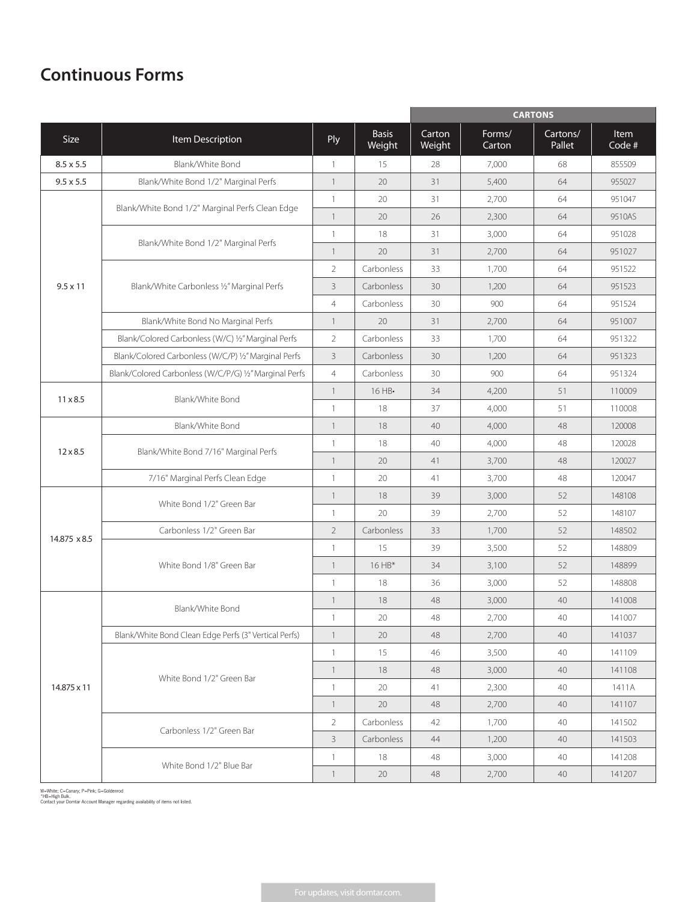# Continuous Forms

| | | | | CARTONS | | | |
|---|---|---|---|---|---|---|---|
| Size | Item Description | Ply | Basis Weight | Carton Weight | Forms/ Carton | Cartons/ Pallet | Item Code # |
| 8.5 x 5.5 | Blank/White Bond | 1 | 15 | 28 | 7,000 | 68 | 855509 |
| 9.5 x 5.5 | Blank/White Bond 1/2" Marginal Perfs | 1 | 20 | 31 | 5,400 | 64 | 955027 |
| 9.5 x 11 | Blank/White Bond 1/2" Marginal Perfs Clean Edge | 1 | 20 | 31 | 2,700 | 64 | 951047 |
| | | 1 | 20 | 26 | 2,300 | 64 | 9510AS |
| | Blank/White Bond 1/2" Marginal Perfs | 1 | 18 | 31 | 3,000 | 64 | 951028 |
| | | 1 | 20 | 31 | 2,700 | 64 | 951027 |
| | Blank/White Carbonless ½" Marginal Perfs | 2 | Carbonless | 33 | 1,700 | 64 | 951522 |
| | | 3 | Carbonless | 30 | 1,200 | 64 | 951523 |
| | | 4 | Carbonless | 30 | 900 | 64 | 951524 |
| | Blank/White Bond No Marginal Perfs | 1 | 20 | 31 | 2,700 | 64 | 951007 |
| | Blank/Colored Carbonless (W/C) ½" Marginal Perfs | 2 | Carbonless | 33 | 1,700 | 64 | 951322 |
| | Blank/Colored Carbonless (W/C/P) ½" Marginal Perfs | 3 | Carbonless | 30 | 1,200 | 64 | 951323 |
| | Blank/Colored Carbonless (W/C/P/G) ½" Marginal Perfs | 4 | Carbonless | 30 | 900 | 64 | 951324 |
| 11 x 8.5 | Blank/White Bond | 1 | 16 HB• | 34 | 4,200 | 51 | 110009 |
| | | 1 | 18 | 37 | 4,000 | 51 | 110008 |
| 12 x 8.5 | Blank/White Bond | 1 | 18 | 40 | 4,000 | 48 | 120008 |
| | Blank/White Bond 7/16" Marginal Perfs | 1 | 18 | 40 | 4,000 | 48 | 120028 |
| | | 1 | 20 | 41 | 3,700 | 48 | 120027 |
| | 7/16" Marginal Perfs Clean Edge | 1 | 20 | 41 | 3,700 | 48 | 120047 |
| 14.875 x 8.5 | White Bond 1/2" Green Bar | 1 | 18 | 39 | 3,000 | 52 | 148108 |
| | | 1 | 20 | 39 | 2,700 | 52 | 148107 |
| | Carbonless 1/2" Green Bar | 2 | Carbonless | 33 | 1,700 | 52 | 148502 |
| | White Bond 1/8" Green Bar | 1 | 15 | 39 | 3,500 | 52 | 148809 |
| | | 1 | 16 HB* | 34 | 3,100 | 52 | 148899 |
| | | 1 | 18 | 36 | 3,000 | 52 | 148808 |
| 14.875 x 11 | Blank/White Bond | 1 | 18 | 48 | 3,000 | 40 | 141008 |
| | | 1 | 20 | 48 | 2,700 | 40 | 141007 |
| | Blank/White Bond Clean Edge Perfs (3" Vertical Perfs) | 1 | 20 | 48 | 2,700 | 40 | 141037 |
| | White Bond 1/2" Green Bar | 1 | 15 | 46 | 3,500 | 40 | 141109 |
| | | 1 | 18 | 48 | 3,000 | 40 | 141108 |
| | | 1 | 20 | 41 | 2,300 | 40 | 1411A |
| | | 1 | 20 | 48 | 2,700 | 40 | 141107 |
| | Carbonless 1/2" Green Bar | 2 | Carbonless | 42 | 1,700 | 40 | 141502 |
| | | 3 | Carbonless | 44 | 1,200 | 40 | 141503 |
| | White Bond 1/2" Blue Bar | 1 | 18 | 48 | 3,000 | 40 | 141208 |
| | | 1 | 20 | 48 | 2,700 | 40 | 141207 |

W=White; C=Canary; P=Pink; G=Goldenrod
*HB=High Bulk.
Contact your Domtar Account Manager regarding availability of items not listed.

For updates, visit domtar.com.